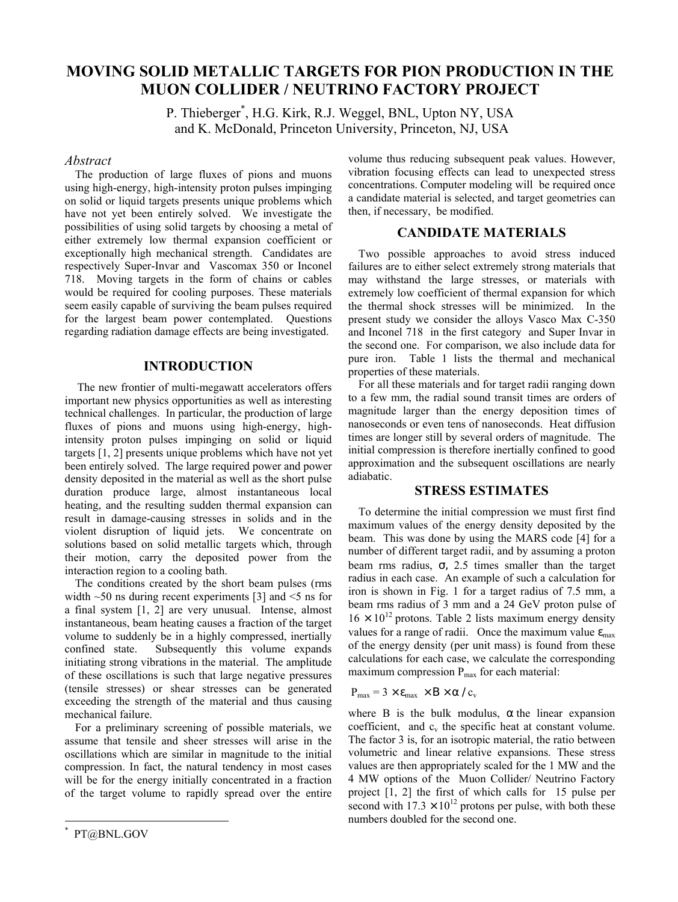# MOVING SOLID METALLIC TARGETS FOR PION PRODUCTION IN THE MUON COLLIDER / NEUTRINO FACTORY PROJECT

P. Thieberger*, H.G. Kirk, R.J. Weggel, BNL, Upton NY, USA
and K. McDonald, Princeton University, Princeton, NJ, USA

## *Abstract*

The production of large fluxes of pions and muons using high-energy, high-intensity proton pulses impinging on solid or liquid targets presents unique problems which have not yet been entirely solved. We investigate the possibilities of using solid targets by choosing a metal of either extremely low thermal expansion coefficient or exceptionally high mechanical strength. Candidates are respectively Super-Invar and Vascomax 350 or Inconel 718. Moving targets in the form of chains or cables would be required for cooling purposes. These materials seem easily capable of surviving the beam pulses required for the largest beam power contemplated. Questions regarding radiation damage effects are being investigated.

## INTRODUCTION

The new frontier of multi-megawatt accelerators offers important new physics opportunities as well as interesting technical challenges. In particular, the production of large fluxes of pions and muons using high-energy, high-intensity proton pulses impinging on solid or liquid targets [1, 2] presents unique problems which have not yet been entirely solved. The large required power and power density deposited in the material as well as the short pulse duration produce large, almost instantaneous local heating, and the resulting sudden thermal expansion can result in damage-causing stresses in solids and in the violent disruption of liquid jets. We concentrate on solutions based on solid metallic targets which, through their motion, carry the deposited power from the interaction region to a cooling bath.

The conditions created by the short beam pulses (rms width ~50 ns during recent experiments [3] and <5 ns for a final system [1, 2] are very unusual. Intense, almost instantaneous, beam heating causes a fraction of the target volume to suddenly be in a highly compressed, inertially confined state. Subsequently this volume expands initiating strong vibrations in the material. The amplitude of these oscillations is such that large negative pressures (tensile stresses) or shear stresses can be generated exceeding the strength of the material and thus causing mechanical failure.

For a preliminary screening of possible materials, we assume that tensile and sheer stresses will arise in the oscillations which are similar in magnitude to the initial compression. In fact, the natural tendency in most cases will be for the energy initially concentrated in a fraction of the target volume to rapidly spread over the entire volume thus reducing subsequent peak values. However, vibration focusing effects can lead to unexpected stress concentrations. Computer modeling will be required once a candidate material is selected, and target geometries can then, if necessary, be modified.

## CANDIDATE MATERIALS

Two possible approaches to avoid stress induced failures are to either select extremely strong materials that may withstand the large stresses, or materials with extremely low coefficient of thermal expansion for which the thermal shock stresses will be minimized. In the present study we consider the alloys Vasco Max C-350 and Inconel 718 in the first category and Super Invar in the second one. For comparison, we also include data for pure iron. Table 1 lists the thermal and mechanical properties of these materials.

For all these materials and for target radii ranging down to a few mm, the radial sound transit times are orders of magnitude larger than the energy deposition times of nanoseconds or even tens of nanoseconds. Heat diffusion times are longer still by several orders of magnitude. The initial compression is therefore inertially confined to good approximation and the subsequent oscillations are nearly adiabatic.

## STRESS ESTIMATES

To determine the initial compression we must first find maximum values of the energy density deposited by the beam. This was done by using the MARS code [4] for a number of different target radii, and by assuming a proton beam rms radius, $\sigma$, 2.5 times smaller than the target radius in each case. An example of such a calculation for iron is shown in Fig. 1 for a target radius of 7.5 mm, a beam rms radius of 3 mm and a 24 GeV proton pulse of $16 \times 10^{12}$ protons. Table 2 lists maximum energy density values for a range of radii. Once the maximum value $\varepsilon_{max}$ of the energy density (per unit mass) is found from these calculations for each case, we calculate the corresponding maximum compression $P_{max}$ for each material:

$$P_{max} = 3 \times \varepsilon_{max} \times B \times \alpha / c_v$$

where B is the bulk modulus, $\alpha$ the linear expansion coefficient, and $c_v$ the specific heat at constant volume. The factor 3 is, for an isotropic material, the ratio between volumetric and linear relative expansions. These stress values are then appropriately scaled for the 1 MW and the 4 MW options of the Muon Collider/ Neutrino Factory project [1, 2] the first of which calls for 15 pulse per second with $17.3 \times 10^{12}$ protons per pulse, with both these numbers doubled for the second one.

* PT@BNL.GOV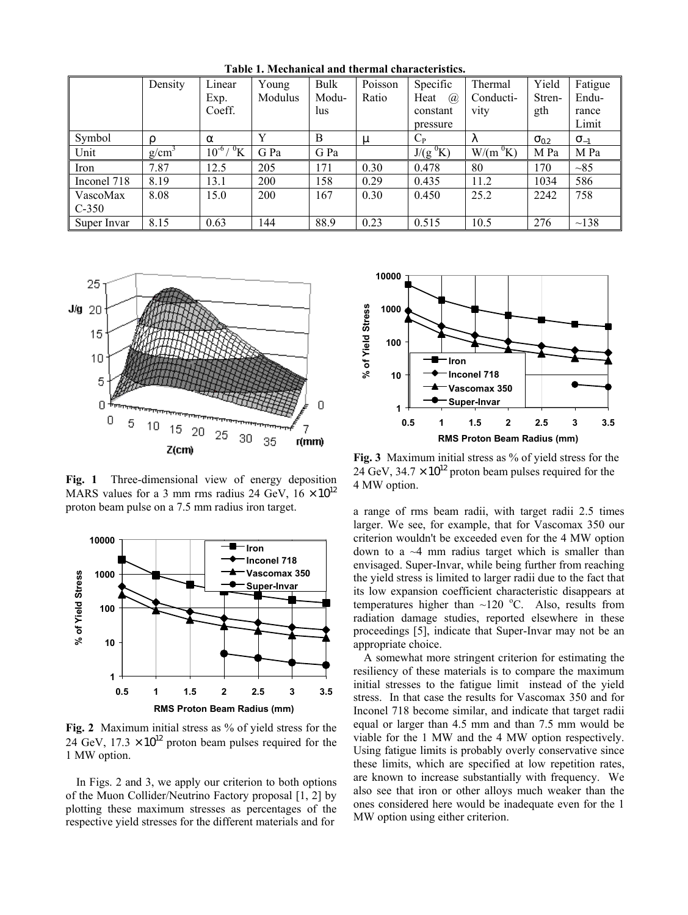**Table 1. Mechanical and thermal characteristics.**

| | Density | Linear Exp. Coeff. | Young Modulus | Bulk Modulus | Poisson Ratio | Specific Heat @ constant pressure | Thermal Conductivity | Yield Strength | Fatigue Endurance Limit |
|---|---|---|---|---|---|---|---|---|---|
| Symbol | $\rho$ | $\alpha$ | Y | B | $\mu$ | $C_P$ | $\lambda$ | $\sigma_{0.2}$ | $\sigma_{-1}$ |
| Unit | $g/cm^3$ | $10^{-6}/{}^0K$ | G Pa | G Pa | | $J/(g\ {}^0K)$ | $W/(m\ {}^0K)$ | M Pa | M Pa |
| Iron | 7.87 | 12.5 | 205 | 171 | 0.30 | 0.478 | 80 | 170 | ~85 |
| Inconel 718 | 8.19 | 13.1 | 200 | 158 | 0.29 | 0.435 | 11.2 | 1034 | 586 |
| VascoMax C-350 | 8.08 | 15.0 | 200 | 167 | 0.30 | 0.450 | 25.2 | 2242 | 758 |
| Super Invar | 8.15 | 0.63 | 144 | 88.9 | 0.23 | 0.515 | 10.5 | 276 | ~138 |

**Fig. 1** Three-dimensional view of energy deposition MARS values for a 3 mm rms radius 24 GeV, $16 \times 10^{12}$ proton beam pulse on a 7.5 mm radius iron target.

**Fig. 2** Maximum initial stress as % of yield stress for the 24 GeV, $17.3 \times 10^{12}$ proton beam pulses required for the 1 MW option.

In Figs. 2 and 3, we apply our criterion to both options of the Muon Collider/Neutrino Factory proposal [1, 2] by plotting these maximum stresses as percentages of the respective yield stresses for the different materials and for a range of rms beam radii, with target radii 2.5 times larger. We see, for example, that for Vascomax 350 our criterion wouldn't be exceeded even for the 4 MW option down to a ~4 mm radius target which is smaller than envisaged. Super-Invar, while being further from reaching the yield stress is limited to larger radii due to the fact that its low expansion coefficient characteristic disappears at temperatures higher than ~120 °C. Also, results from radiation damage studies, reported elsewhere in these proceedings [5], indicate that Super-Invar may not be an appropriate choice.

**Fig. 3** Maximum initial stress as % of yield stress for the 24 GeV, $34.7 \times 10^{12}$ proton beam pulses required for the 4 MW option.

A somewhat more stringent criterion for estimating the resiliency of these materials is to compare the maximum initial stresses to the fatigue limit instead of the yield stress. In that case the results for Vascomax 350 and for Inconel 718 become similar, and indicate that target radii equal or larger than 4.5 mm and than 7.5 mm would be viable for the 1 MW and the 4 MW option respectively. Using fatigue limits is probably overly conservative since these limits, which are specified at low repetition rates, are known to increase substantially with frequency. We also see that iron or other alloys much weaker than the ones considered here would be inadequate even for the 1 MW option using either criterion.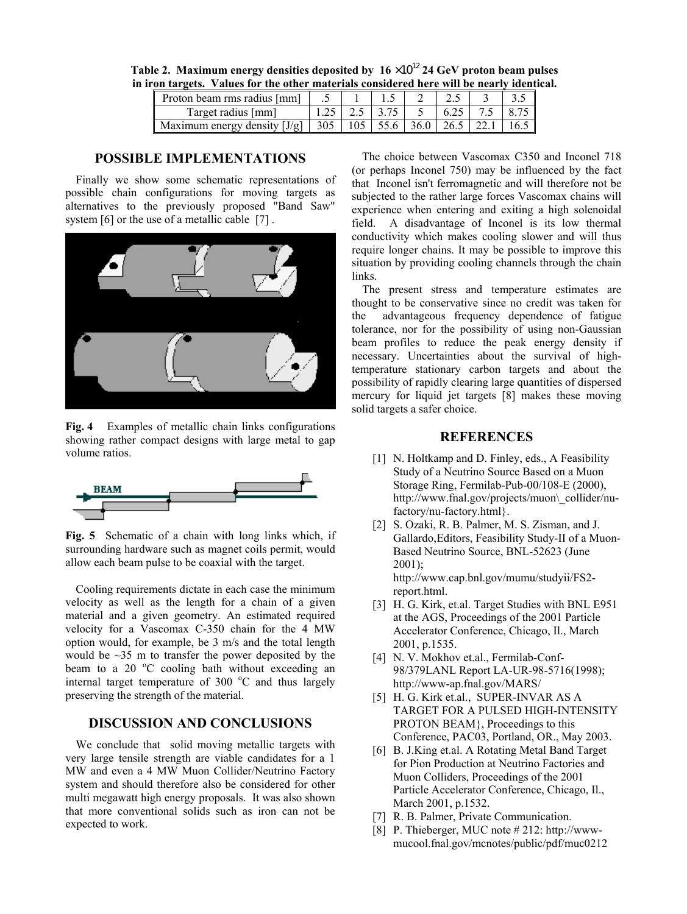**Table 2. Maximum energy densities deposited by $16 \times 10^{12}$ 24 GeV proton beam pulses in iron targets. Values for the other materials considered here will be nearly identical.**

| Proton beam rms radius [mm] | .5 | 1 | 1.5 | 2 | 2.5 | 3 | 3.5 |
|---|---|---|---|---|---|---|---|
| Target radius [mm] | 1.25 | 2.5 | 3.75 | 5 | 6.25 | 7.5 | 8.75 |
| Maximum energy density [J/g] | 305 | 105 | 55.6 | 36.0 | 26.5 | 22.1 | 16.5 |

## POSSIBLE IMPLEMENTATIONS

Finally we show some schematic representations of possible chain configurations for moving targets as alternatives to the previously proposed "Band Saw" system [6] or the use of a metallic cable [7] .

**Fig. 4** Examples of metallic chain links configurations showing rather compact designs with large metal to gap volume ratios.

BEAM

**Fig. 5** Schematic of a chain with long links which, if surrounding hardware such as magnet coils permit, would allow each beam pulse to be coaxial with the target.

Cooling requirements dictate in each case the minimum velocity as well as the length for a chain of a given material and a given geometry. An estimated required velocity for a Vascomax C-350 chain for the 4 MW option would, for example, be 3 m/s and the total length would be ~35 m to transfer the power deposited by the beam to a 20 °C cooling bath without exceeding an internal target temperature of 300 °C and thus largely preserving the strength of the material.

## DISCUSSION AND CONCLUSIONS

We conclude that solid moving metallic targets with very large tensile strength are viable candidates for a 1 MW and even a 4 MW Muon Collider/Neutrino Factory system and should therefore also be considered for other multi megawatt high energy proposals. It was also shown that more conventional solids such as iron can not be expected to work.

The choice between Vascomax C350 and Inconel 718 (or perhaps Inconel 750) may be influenced by the fact that Inconel isn't ferromagnetic and will therefore not be subjected to the rather large forces Vascomax chains will experience when entering and exiting a high solenoidal field. A disadvantage of Inconel is its low thermal conductivity which makes cooling slower and will thus require longer chains. It may be possible to improve this situation by providing cooling channels through the chain links.

The present stress and temperature estimates are thought to be conservative since no credit was taken for the advantageous frequency dependence of fatigue tolerance, nor for the possibility of using non-Gaussian beam profiles to reduce the peak energy density if necessary. Uncertainties about the survival of high-temperature stationary carbon targets and about the possibility of rapidly clearing large quantities of dispersed mercury for liquid jet targets [8] makes these moving solid targets a safer choice.

## REFERENCES

[1] N. Holtkamp and D. Finley, eds., A Feasibility Study of a Neutrino Source Based on a Muon Storage Ring, Fermilab-Pub-00/108-E (2000), http://www.fnal.gov/projects/muon\_collider/nu-factory/nu-factory.html}.

[2] S. Ozaki, R. B. Palmer, M. S. Zisman, and J. Gallardo,Editors, Feasibility Study-II of a Muon-Based Neutrino Source, BNL-52623 (June 2001); http://www.cap.bnl.gov/mumu/studyii/FS2-report.html.

[3] H. G. Kirk, et.al. Target Studies with BNL E951 at the AGS, Proceedings of the 2001 Particle Accelerator Conference, Chicago, Il., March 2001, p.1535.

[4] N. V. Mokhov et.al., Fermilab-Conf-98/379LANL Report LA-UR-98-5716(1998); http://www-ap.fnal.gov/MARS/

[5] H. G. Kirk et.al., SUPER-INVAR AS A TARGET FOR A PULSED HIGH-INTENSITY PROTON BEAM}, Proceedings to this Conference, PAC03, Portland, OR., May 2003.

[6] B. J.King et.al. A Rotating Metal Band Target for Pion Production at Neutrino Factories and Muon Colliders, Proceedings of the 2001 Particle Accelerator Conference, Chicago, Il., March 2001, p.1532.

[7] R. B. Palmer, Private Communication.

[8] P. Thieberger, MUC note # 212: http://www-mucool.fnal.gov/mcnotes/public/pdf/muc0212